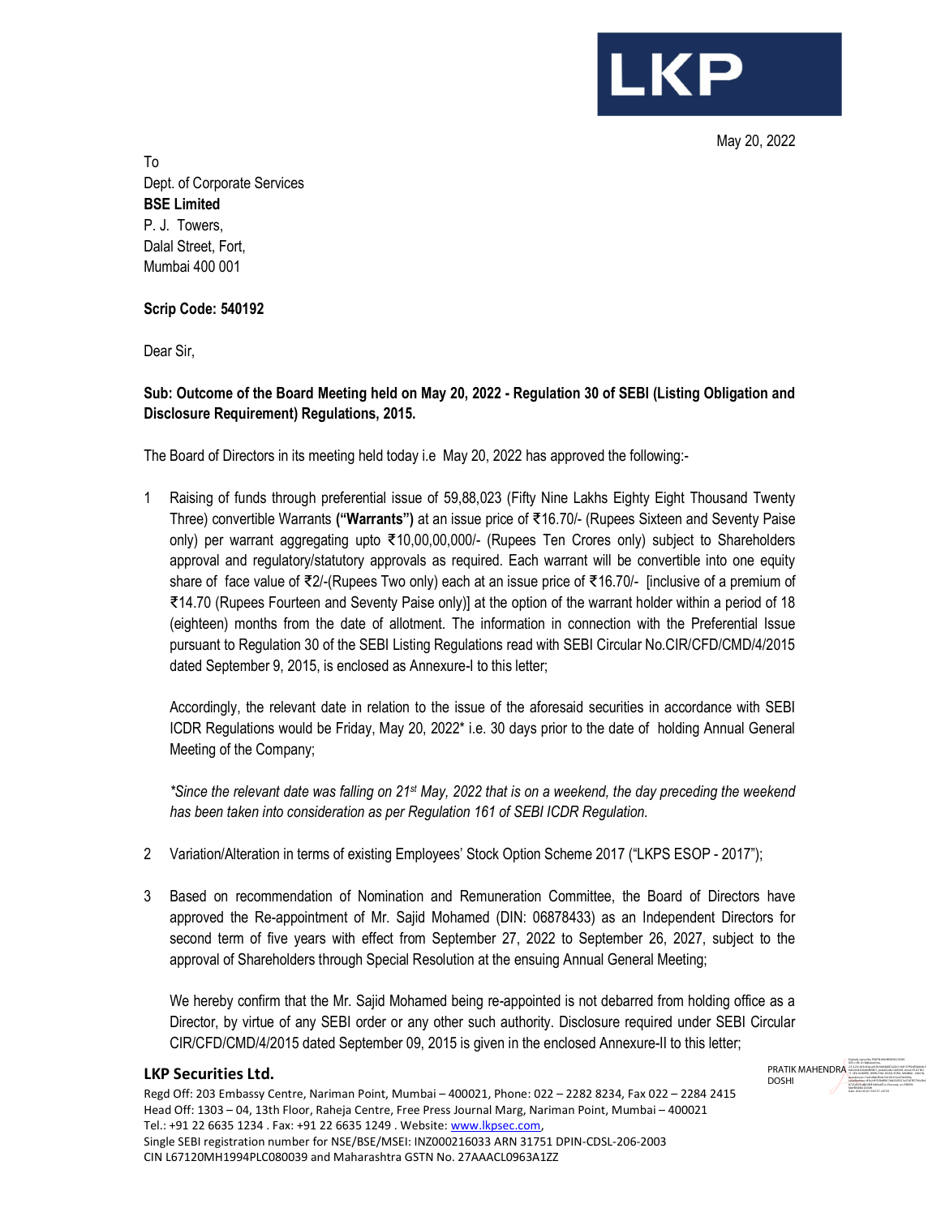LKP

May 20, 2022

To
Dept. of Corporate Services
**BSE Limited**
P. J. Towers,
Dalal Street, Fort,
Mumbai 400 001

**Scrip Code: 540192**

Dear Sir,

**Sub: Outcome of the Board Meeting held on May 20, 2022 - Regulation 30 of SEBI (Listing Obligation and Disclosure Requirement) Regulations, 2015.**

The Board of Directors in its meeting held today i.e May 20, 2022 has approved the following:-

1. Raising of funds through preferential issue of 59,88,023 (Fifty Nine Lakhs Eighty Eight Thousand Twenty Three) convertible Warrants **("Warrants")** at an issue price of ₹16.70/- (Rupees Sixteen and Seventy Paise only) per warrant aggregating upto ₹10,00,00,000/- (Rupees Ten Crores only) subject to Shareholders approval and regulatory/statutory approvals as required. Each warrant will be convertible into one equity share of face value of ₹2/-(Rupees Two only) each at an issue price of ₹16.70/- [inclusive of a premium of ₹14.70 (Rupees Fourteen and Seventy Paise only)] at the option of the warrant holder within a period of 18 (eighteen) months from the date of allotment. The information in connection with the Preferential Issue pursuant to Regulation 30 of the SEBI Listing Regulations read with SEBI Circular No.CIR/CFD/CMD/4/2015 dated September 9, 2015, is enclosed as Annexure-I to this letter;

   Accordingly, the relevant date in relation to the issue of the aforesaid securities in accordance with SEBI ICDR Regulations would be Friday, May 20, 2022* i.e. 30 days prior to the date of holding Annual General Meeting of the Company;

   **Since the relevant date was falling on 21st May, 2022 that is on a weekend, the day preceding the weekend has been taken into consideration as per Regulation 161 of SEBI ICDR Regulation.*

2. Variation/Alteration in terms of existing Employees' Stock Option Scheme 2017 ("LKPS ESOP - 2017");

3. Based on recommendation of Nomination and Remuneration Committee, the Board of Directors have approved the Re-appointment of Mr. Sajid Mohamed (DIN: 06878433) as an Independent Directors for second term of five years with effect from September 27, 2022 to September 26, 2027, subject to the approval of Shareholders through Special Resolution at the ensuing Annual General Meeting;

   We hereby confirm that the Mr. Sajid Mohamed being re-appointed is not debarred from holding office as a Director, by virtue of any SEBI order or any other such authority. Disclosure required under SEBI Circular CIR/CFD/CMD/4/2015 dated September 09, 2015 is given in the enclosed Annexure-II to this letter;

**LKP Securities Ltd.**

Regd Off: 203 Embassy Centre, Nariman Point, Mumbai – 400021, Phone: 022 – 2282 8234, Fax 022 – 2284 2415
Head Off: 1303 – 04, 13th Floor, Raheja Centre, Free Press Journal Marg, Nariman Point, Mumbai – 400021
Tel.: +91 22 6635 1234 . Fax: +91 22 6635 1249 . Website: www.lkpsec.com,
Single SEBI registration number for NSE/BSE/MSEI: INZ000216033 ARN 31751 DPIN-CDSL-206-2003
CIN L67120MH1994PLC080039 and Maharashtra GSTN No. 27AAACL0963A1ZZ

PRATIK MAHENDRA DOSHI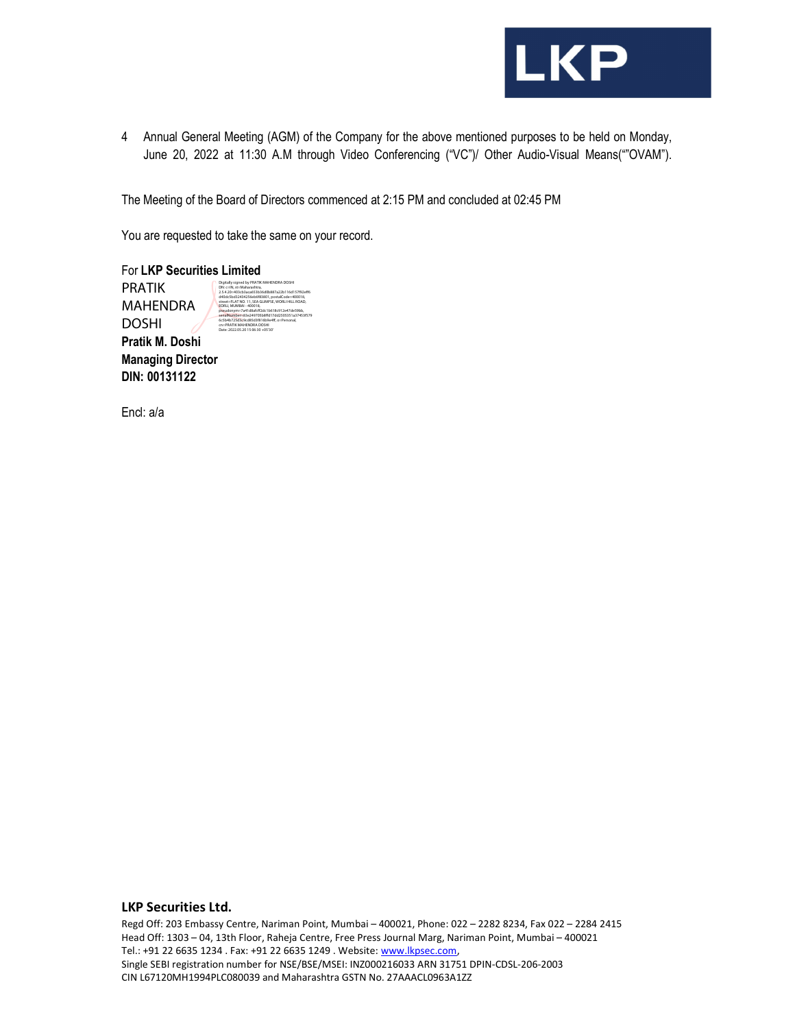4 Annual General Meeting (AGM) of the Company for the above mentioned purposes to be held on Monday, June 20, 2022 at 11:30 A.M through Video Conferencing ("VC")/ Other Audio-Visual Means(""OVAM").

The Meeting of the Board of Directors commenced at 2:15 PM and concluded at 02:45 PM

You are requested to take the same on your record.

For **LKP Securities Limited**

PRATIK MAHENDRA DOSHI

Digitally signed by PRATIK MAHENDRA DOSHI
Date: 2022.05.20 15:06:30 +05'30'

**Pratik M. Doshi**
**Managing Director**
**DIN: 00131122**

Encl: a/a

**LKP Securities Ltd.**

Regd Off: 203 Embassy Centre, Nariman Point, Mumbai – 400021, Phone: 022 – 2282 8234, Fax 022 – 2284 2415
Head Off: 1303 – 04, 13th Floor, Raheja Centre, Free Press Journal Marg, Nariman Point, Mumbai – 400021
Tel.: +91 22 6635 1234 . Fax: +91 22 6635 1249 . Website: www.lkpsec.com,
Single SEBI registration number for NSE/BSE/MSEI: INZ000216033 ARN 31751 DPIN-CDSL-206-2003
CIN L67120MH1994PLC080039 and Maharashtra GSTN No. 27AAACL0963A1ZZ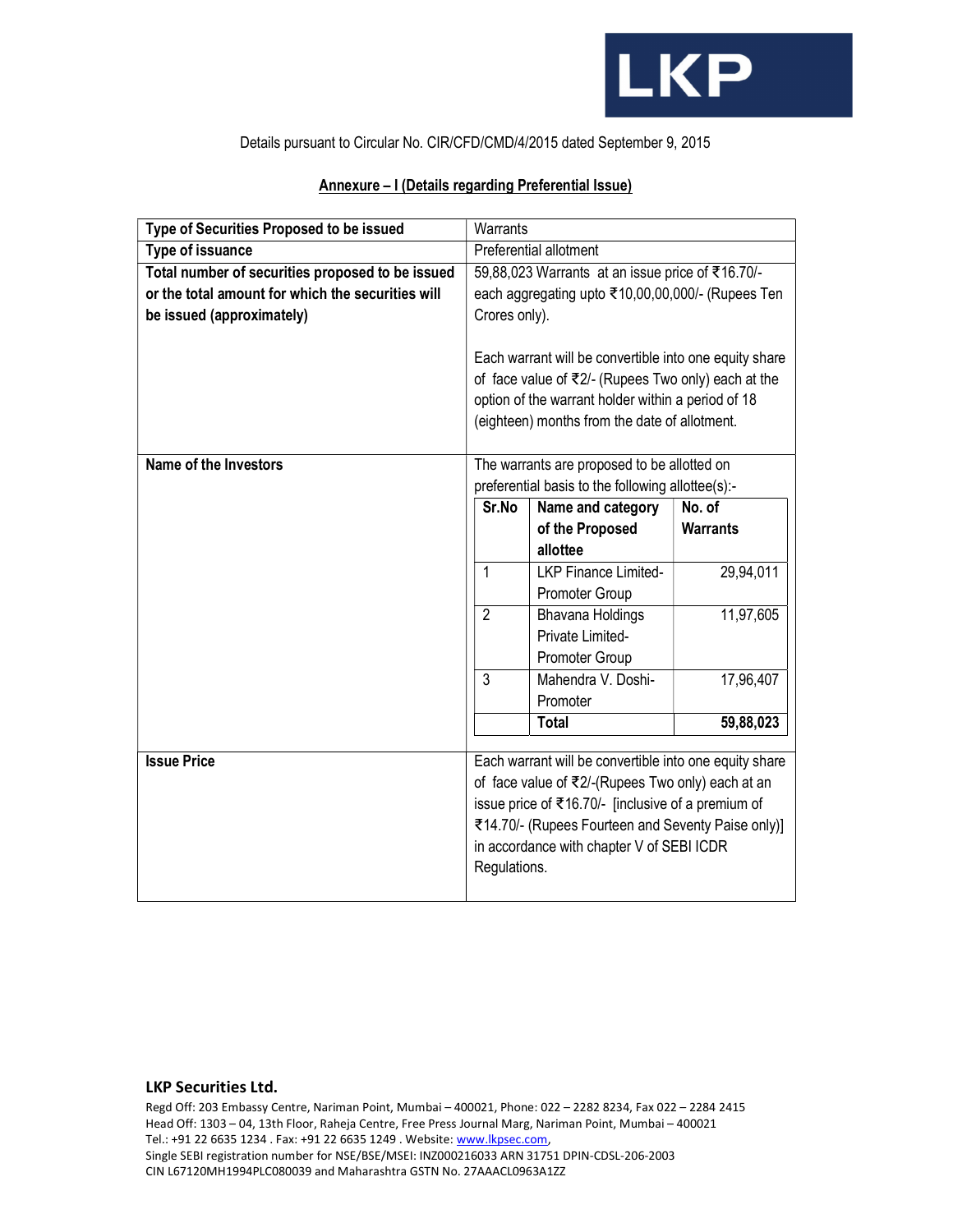Details pursuant to Circular No. CIR/CFD/CMD/4/2015 dated September 9, 2015

## Annexure – I (Details regarding Preferential Issue)

| **Type of Securities Proposed to be issued** | Warrants |
|---|---|
| **Type of issuance** | Preferential allotment |
| **Total number of securities proposed to be issued or the total amount for which the securities will be issued (approximately)** | 59,88,023 Warrants at an issue price of ₹16.70/- each aggregating upto ₹10,00,00,000/- (Rupees Ten Crores only).<br><br>Each warrant will be convertible into one equity share of face value of ₹2/- (Rupees Two only) each at the option of the warrant holder within a period of 18 (eighteen) months from the date of allotment. |
| **Name of the Investors** | The warrants are proposed to be allotted on preferential basis to the following allottee(s):-<br><br>**Sr.No** \| **Name and category of the Proposed allottee** \| **No. of Warrants**<br>1 \| LKP Finance Limited- Promoter Group \| 29,94,011<br>2 \| Bhavana Holdings Private Limited- Promoter Group \| 11,97,605<br>3 \| Mahendra V. Doshi- Promoter \| 17,96,407<br>\| **Total** \| **59,88,023** |
| **Issue Price** | Each warrant will be convertible into one equity share of face value of ₹2/-(Rupees Two only) each at an issue price of ₹16.70/- [inclusive of a premium of ₹14.70/- (Rupees Fourteen and Seventy Paise only)] in accordance with chapter V of SEBI ICDR Regulations. |

Nested table (Name of the Investors):

| Sr.No | Name and category of the Proposed allottee | No. of Warrants |
|---|---|---|
| 1 | LKP Finance Limited- Promoter Group | 29,94,011 |
| 2 | Bhavana Holdings Private Limited- Promoter Group | 11,97,605 |
| 3 | Mahendra V. Doshi- Promoter | 17,96,407 |
| | **Total** | **59,88,023** |

**LKP Securities Ltd.**

Regd Off: 203 Embassy Centre, Nariman Point, Mumbai – 400021, Phone: 022 – 2282 8234, Fax 022 – 2284 2415
Head Off: 1303 – 04, 13th Floor, Raheja Centre, Free Press Journal Marg, Nariman Point, Mumbai – 400021
Tel.: +91 22 6635 1234 . Fax: +91 22 6635 1249 . Website: www.lkpsec.com,
Single SEBI registration number for NSE/BSE/MSEI: INZ000216033 ARN 31751 DPIN-CDSL-206-2003
CIN L67120MH1994PLC080039 and Maharashtra GSTN No. 27AAACL0963A1ZZ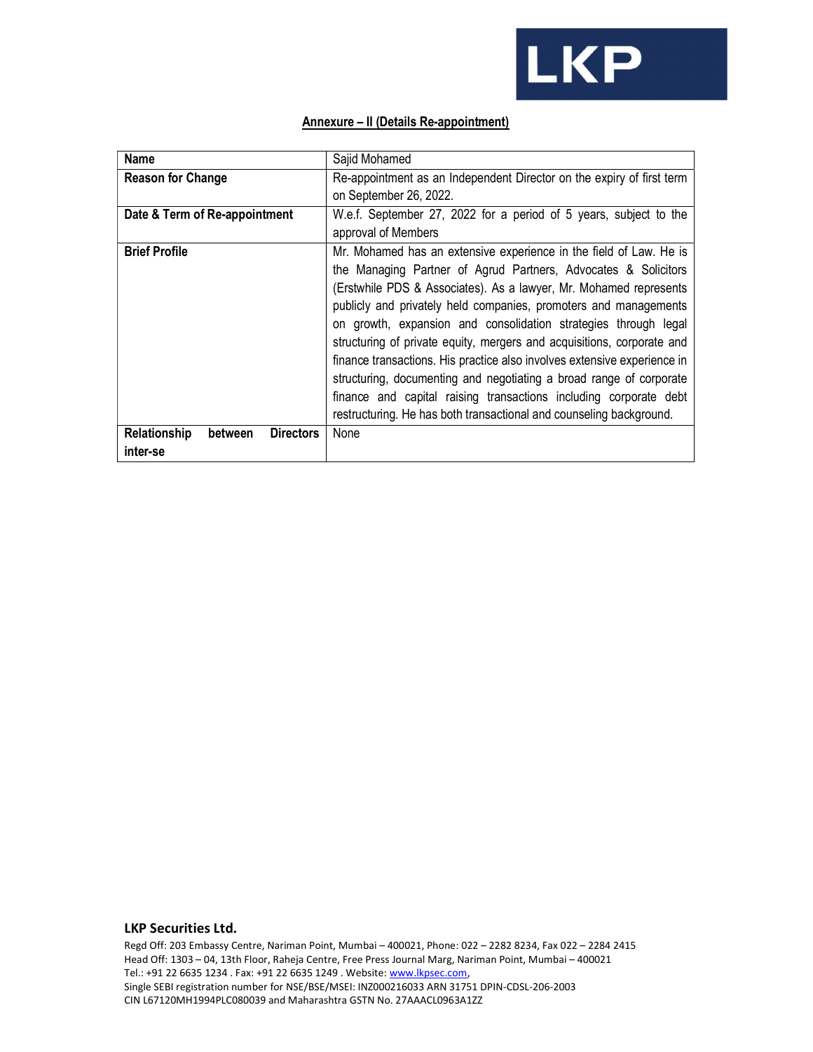LKP

## Annexure – II (Details Re-appointment)

| | |
|---|---|
| **Name** | Sajid Mohamed |
| **Reason for Change** | Re-appointment as an Independent Director on the expiry of first term on September 26, 2022. |
| **Date & Term of Re-appointment** | W.e.f. September 27, 2022 for a period of 5 years, subject to the approval of Members |
| **Brief Profile** | Mr. Mohamed has an extensive experience in the field of Law. He is the Managing Partner of Agrud Partners, Advocates & Solicitors (Erstwhile PDS & Associates). As a lawyer, Mr. Mohamed represents publicly and privately held companies, promoters and managements on growth, expansion and consolidation strategies through legal structuring of private equity, mergers and acquisitions, corporate and finance transactions. His practice also involves extensive experience in structuring, documenting and negotiating a broad range of corporate finance and capital raising transactions including corporate debt restructuring. He has both transactional and counseling background. |
| **Relationship between Directors inter-se** | None |

**LKP Securities Ltd.**

Regd Off: 203 Embassy Centre, Nariman Point, Mumbai – 400021, Phone: 022 – 2282 8234, Fax 022 – 2284 2415
Head Off: 1303 – 04, 13th Floor, Raheja Centre, Free Press Journal Marg, Nariman Point, Mumbai – 400021
Tel.: +91 22 6635 1234 . Fax: +91 22 6635 1249 . Website: www.lkpsec.com,
Single SEBI registration number for NSE/BSE/MSEI: INZ000216033 ARN 31751 DPIN-CDSL-206-2003
CIN L67120MH1994PLC080039 and Maharashtra GSTN No. 27AAACL0963A1ZZ